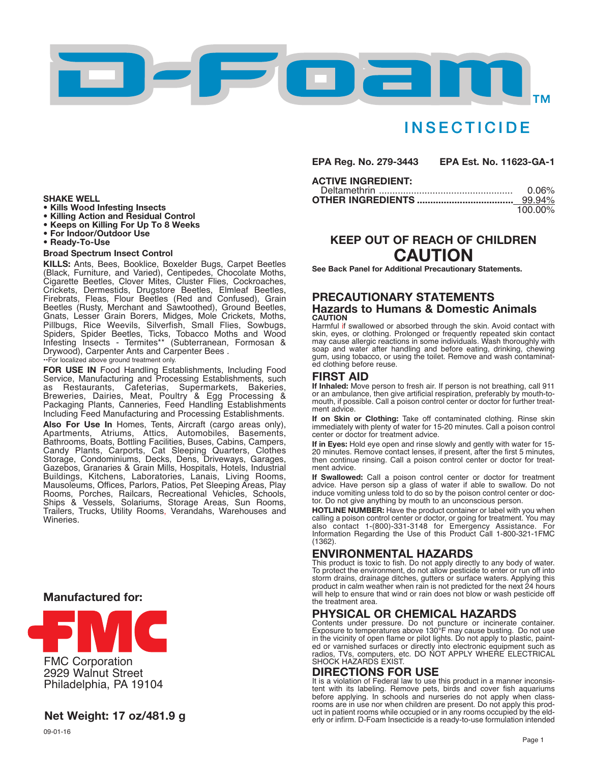# D-Foam™

## INSECTICIDE

**SHAKE WELL**

- **Kills Wood Infesting Insects**
- **Killing Action and Residual Control**
- **Keeps on Killing For Up To 8 Weeks**
- **For Indoor/Outdoor Use**
- **Ready-To-Use**

**Broad Spectrum Insect Control**

**KILLS:** Ants, Bees, Booklice, Boxelder Bugs, Carpet Beetles (Black, Furniture, and Varied), Centipedes, Chocolate Moths, Cigarette Beetles, Clover Mites, Cluster Flies, Cockroaches, Crickets, Dermestids, Drugstore Beetles, Elmleaf Beetles, Firebrats, Fleas, Flour Beetles (Red and Confused), Grain Beetles (Rusty, Merchant and Sawtoothed), Ground Beetles, Gnats, Lesser Grain Borers, Midges, Mole Crickets, Moths, Pillbugs, Rice Weevils, Silverfish, Small Flies, Sowbugs, Spiders, Spider Beetles, Ticks, Tobacco Moths and Wood Infesting Insects - Termites** (Subterranean, Formosan & Drywood), Carpenter Ants and Carpenter Bees .

**For localized above ground treatment only.

**FOR USE IN** Food Handling Establishments, Including Food Service, Manufacturing and Processing Establishments, such as Restaurants, Cafeterias, Supermarkets, Bakeries, Breweries, Dairies, Meat, Poultry & Egg Processing & Packaging Plants, Canneries, Feed Handling Establishments Including Feed Manufacturing and Processing Establishments.

**Also For Use In** Homes, Tents, Aircraft (cargo areas only), Apartments, Atriums, Attics, Automobiles, Basements, Bathrooms, Boats, Bottling Facilities, Buses, Cabins, Campers, Candy Plants, Carports, Cat Sleeping Quarters, Clothes Storage, Condominiums, Decks, Dens, Driveways, Garages, Gazebos, Granaries & Grain Mills, Hospitals, Hotels, Industrial Buildings, Kitchens, Laboratories, Lanais, Living Rooms, Mausoleums, Offices, Parlors, Patios, Pet Sleeping Areas, Play Rooms, Porches, Railcars, Recreational Vehicles, Schools, Ships & Vessels, Solariums, Storage Areas, Sun Rooms, Trailers, Trucks, Utility Rooms, Verandahs, Warehouses and Wineries.

**Manufactured for:**

FMC

FMC Corporation
2929 Walnut Street
Philadelphia, PA 19104

**Net Weight: 17 oz/481.9 g**

09-01-16

**EPA Reg. No. 279-3443** **EPA Est. No. 11623-GA-1**

**ACTIVE INGREDIENT:**

| | |
|---|---|
| Deltamethrin | 0.06% |
| **OTHER INGREDIENTS** | 99.94% |
| | 100.00% |

### KEEP OUT OF REACH OF CHILDREN

## CAUTION

**See Back Panel for Additional Precautionary Statements.**

## PRECAUTIONARY STATEMENTS

### Hazards to Humans & Domestic Animals

**CAUTION**

Harmful if swallowed or absorbed through the skin. Avoid contact with skin, eyes, or clothing. Prolonged or frequently repeated skin contact may cause allergic reactions in some individuals. Wash thoroughly with soap and water after handling and before eating, drinking, chewing gum, using tobacco, or using the toilet. Remove and wash contaminated clothing before reuse.

## FIRST AID

**If Inhaled:** Move person to fresh air. If person is not breathing, call 911 or an ambulance, then give artificial respiration, preferably by mouth-to-mouth, if possible. Call a poison control center or doctor for further treatment advice.

**If on Skin or Clothing:** Take off contaminated clothing. Rinse skin immediately with plenty of water for 15-20 minutes. Call a poison control center or doctor for treatment advice.

**If in Eyes:** Hold eye open and rinse slowly and gently with water for 15-20 minutes. Remove contact lenses, if present, after the first 5 minutes, then continue rinsing. Call a poison control center or doctor for treatment advice.

**If Swallowed:** Call a poison control center or doctor for treatment advice. Have person sip a glass of water if able to swallow. Do not induce vomiting unless told to do so by the poison control center or doctor. Do not give anything by mouth to an unconscious person.

**HOTLINE NUMBER:** Have the product container or label with you when calling a poison control center or doctor, or going for treatment. You may also contact 1-(800)-331-3148 for Emergency Assistance. For Information Regarding the Use of this Product Call 1-800-321-1FMC (1362).

## ENVIRONMENTAL HAZARDS

This product is toxic to fish. Do not apply directly to any body of water. To protect the environment, do not allow pesticide to enter or run off into storm drains, drainage ditches, gutters or surface waters. Applying this product in calm weather when rain is not predicted for the next 24 hours will help to ensure that wind or rain does not blow or wash pesticide off the treatment area.

## PHYSICAL OR CHEMICAL HAZARDS

Contents under pressure. Do not puncture or incinerate container. Exposure to temperatures above 130°F may cause busting. Do not use in the vicinity of open flame or pilot lights. Do not apply to plastic, painted or varnished surfaces or directly into electronic equipment such as radios, TVs, computers, etc. DO NOT APPLY WHERE ELECTRICAL SHOCK HAZARDS EXIST.

## DIRECTIONS FOR USE

It is a violation of Federal law to use this product in a manner inconsistent with its labeling. Remove pets, birds and cover fish aquariums before applying. In schools and nurseries do not apply when classrooms are in use nor when children are present. Do not apply this product in patient rooms while occupied or in any rooms occupied by the elderly or infirm. D-Foam Insecticide is a ready-to-use formulation intended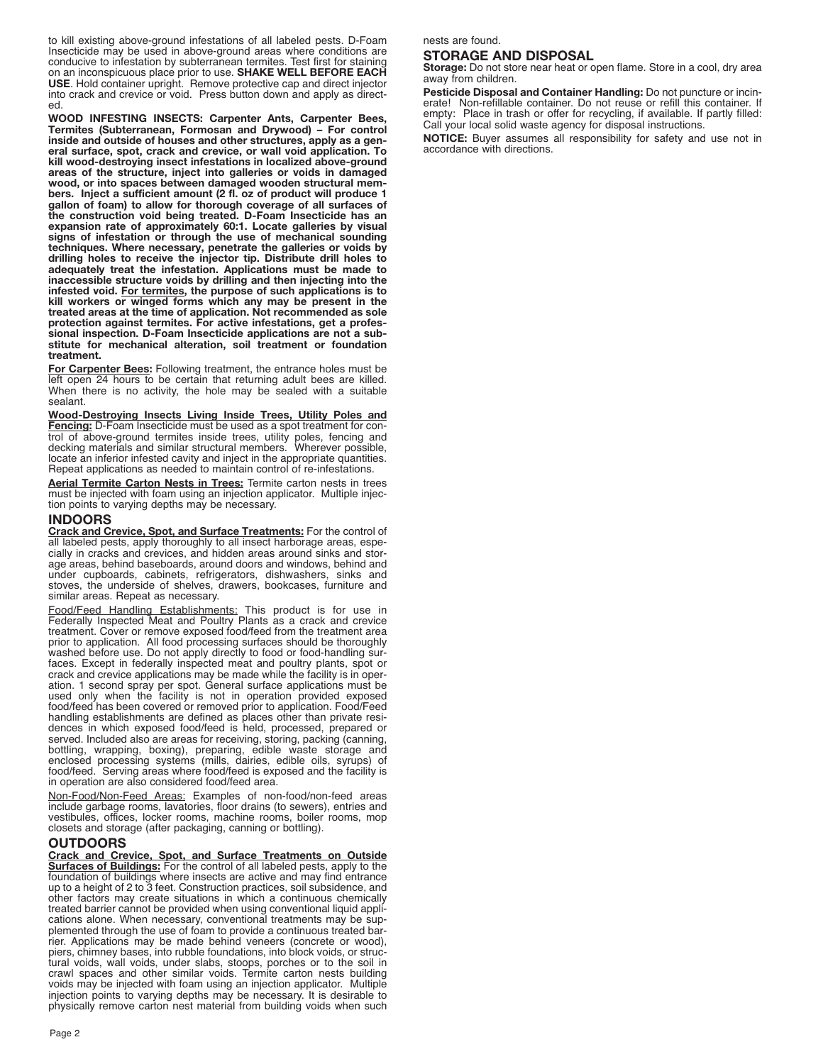to kill existing above-ground infestations of all labeled pests. D-Foam Insecticide may be used in above-ground areas where conditions are conducive to infestation by subterranean termites. Test first for staining on an inconspicuous place prior to use. **SHAKE WELL BEFORE EACH USE**. Hold container upright. Remove protective cap and direct injector into crack and crevice or void. Press button down and apply as directed.

**WOOD INFESTING INSECTS: Carpenter Ants, Carpenter Bees, Termites (Subterranean, Formosan and Drywood) – For control inside and outside of houses and other structures, apply as a general surface, spot, crack and crevice, or wall void application. To kill wood-destroying insect infestations in localized above-ground areas of the structure, inject into galleries or voids in damaged wood, or into spaces between damaged wooden structural members. Inject a sufficient amount (2 fl. oz of product will produce 1 gallon of foam) to allow for thorough coverage of all surfaces of the construction void being treated. D-Foam Insecticide has an expansion rate of approximately 60:1. Locate galleries by visual signs of infestation or through the use of mechanical sounding techniques. Where necessary, penetrate the galleries or voids by drilling holes to receive the injector tip. Distribute drill holes to adequately treat the infestation. Applications must be made to inaccessible structure voids by drilling and then injecting into the infested void. <u>For termites</u>, the purpose of such applications is to kill workers or winged forms which any may be present in the treated areas at the time of application. Not recommended as sole protection against termites. For active infestations, get a professional inspection. D-Foam Insecticide applications are not a substitute for mechanical alteration, soil treatment or foundation treatment.**

**<u>For Carpenter Bees:</u>** Following treatment, the entrance holes must be left open 24 hours to be certain that returning adult bees are killed. When there is no activity, the hole may be sealed with a suitable sealant.

**<u>Wood-Destroying Insects Living Inside Trees, Utility Poles and Fencing:</u>** D-Foam Insecticide must be used as a spot treatment for control of above-ground termites inside trees, utility poles, fencing and decking materials and similar structural members. Wherever possible, locate an inferior infested cavity and inject in the appropriate quantities. Repeat applications as needed to maintain control of re-infestations.

**<u>Aerial Termite Carton Nests in Trees:</u>** Termite carton nests in trees must be injected with foam using an injection applicator. Multiple injection points to varying depths may be necessary.

## INDOORS

**<u>Crack and Crevice, Spot, and Surface Treatments:</u>** For the control of all labeled pests, apply thoroughly to all insect harborage areas, especially in cracks and crevices, and hidden areas around sinks and storage areas, behind baseboards, around doors and windows, behind and under cupboards, cabinets, refrigerators, dishwashers, sinks and stoves, the underside of shelves, drawers, bookcases, furniture and similar areas. Repeat as necessary.

<u>Food/Feed Handling Establishments:</u> This product is for use in Federally Inspected Meat and Poultry Plants as a crack and crevice treatment. Cover or remove exposed food/feed from the treatment area prior to application. All food processing surfaces should be thoroughly washed before use. Do not apply directly to food or food-handling surfaces. Except in federally inspected meat and poultry plants, spot or crack and crevice applications may be made while the facility is in operation. 1 second spray per spot. General surface applications must be used only when the facility is not in operation provided exposed food/feed has been covered or removed prior to application. Food/Feed handling establishments are defined as places other than private residences in which exposed food/feed is held, processed, prepared or served. Included also are areas for receiving, storing, packing (canning, bottling, wrapping, boxing), preparing, edible waste storage and enclosed processing systems (mills, dairies, edible oils, syrups) of food/feed. Serving areas where food/feed is exposed and the facility is in operation are also considered food/feed area.

<u>Non-Food/Non-Feed Areas:</u> Examples of non-food/non-feed areas include garbage rooms, lavatories, floor drains (to sewers), entries and vestibules, offices, locker rooms, machine rooms, boiler rooms, mop closets and storage (after packaging, canning or bottling).

## OUTDOORS

**<u>Crack and Crevice, Spot, and Surface Treatments on Outside Surfaces of Buildings:</u>** For the control of all labeled pests, apply to the foundation of buildings where insects are active and may find entrance up to a height of 2 to 3 feet. Construction practices, soil subsidence, and other factors may create situations in which a continuous chemically treated barrier cannot be provided when using conventional liquid applications alone. When necessary, conventional treatments may be supplemented through the use of foam to provide a continuous treated barrier. Applications may be made behind veneers (concrete or wood), piers, chimney bases, into rubble foundations, into block voids, or structural voids, wall voids, under slabs, stoops, porches or to the soil in crawl spaces and other similar voids. Termite carton nests building voids may be injected with foam using an injection applicator. Multiple injection points to varying depths may be necessary. It is desirable to physically remove carton nest material from building voids when such nests are found.

## STORAGE AND DISPOSAL

**Storage:** Do not store near heat or open flame. Store in a cool, dry area away from children.

**Pesticide Disposal and Container Handling:** Do not puncture or incinerate! Non-refillable container. Do not reuse or refill this container. If empty: Place in trash or offer for recycling, if available. If partly filled: Call your local solid waste agency for disposal instructions.

**NOTICE:** Buyer assumes all responsibility for safety and use not in accordance with directions.